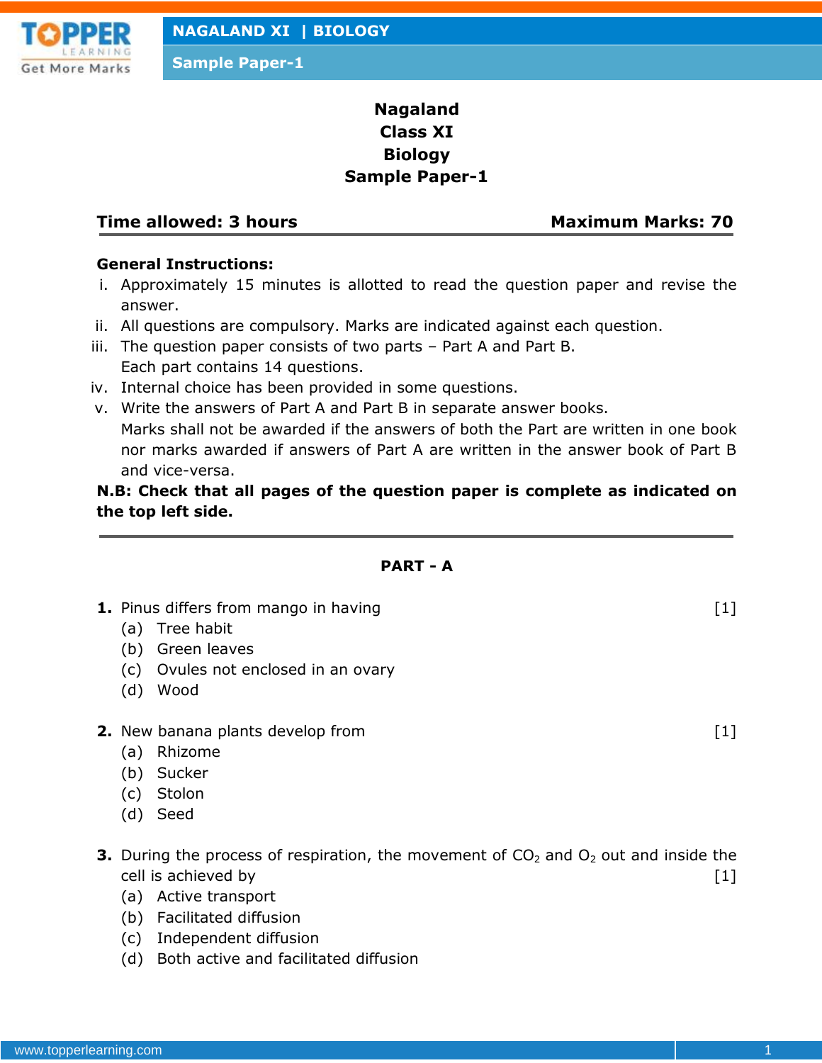# Nagaland
# Class XI
# Biology
# Sample Paper-1

**Time allowed: 3 hours** **Maximum Marks: 70**

**General Instructions:**

i. Approximately 15 minutes is allotted to read the question paper and revise the answer.
ii. All questions are compulsory. Marks are indicated against each question.
iii. The question paper consists of two parts – Part A and Part B. Each part contains 14 questions.
iv. Internal choice has been provided in some questions.
v. Write the answers of Part A and Part B in separate answer books. Marks shall not be awarded if the answers of both the Part are written in one book nor marks awarded if answers of Part A are written in the answer book of Part B and vice-versa.

**N.B: Check that all pages of the question paper is complete as indicated on the top left side.**

---

## PART - A

**1.** Pinus differs from mango in having [1]
(a) Tree habit
(b) Green leaves
(c) Ovules not enclosed in an ovary
(d) Wood

**2.** New banana plants develop from [1]
(a) Rhizome
(b) Sucker
(c) Stolon
(d) Seed

**3.** During the process of respiration, the movement of $CO_2$ and $O_2$ out and inside the cell is achieved by [1]
(a) Active transport
(b) Facilitated diffusion
(c) Independent diffusion
(d) Both active and facilitated diffusion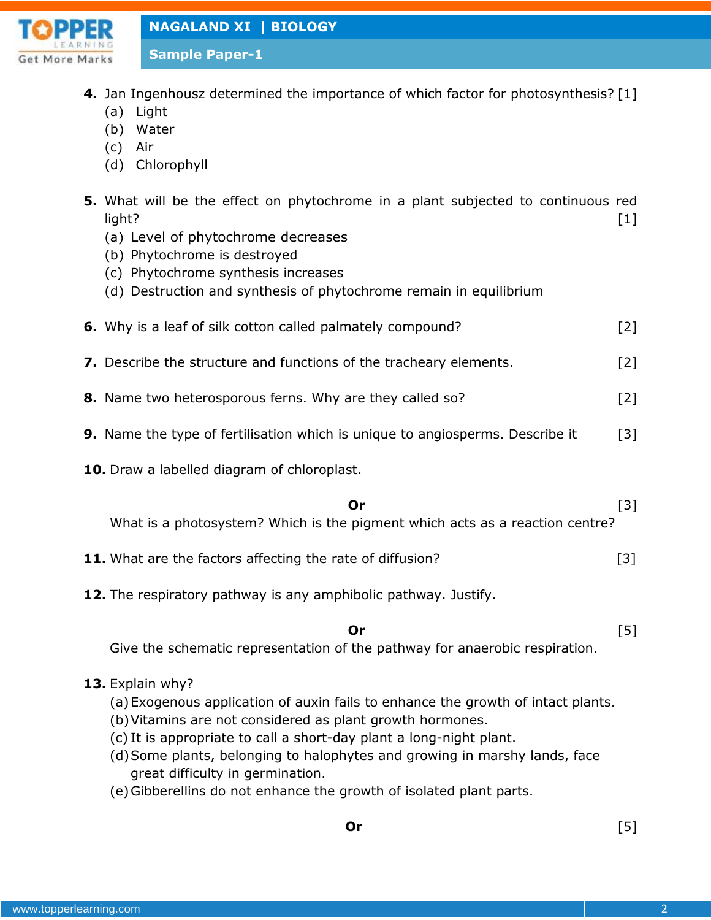**4.** Jan Ingenhousz determined the importance of which factor for photosynthesis? [1]

(a) Light
(b) Water
(c) Air
(d) Chlorophyll

**5.** What will be the effect on phytochrome in a plant subjected to continuous red light? [1]

(a) Level of phytochrome decreases
(b) Phytochrome is destroyed
(c) Phytochrome synthesis increases
(d) Destruction and synthesis of phytochrome remain in equilibrium

**6.** Why is a leaf of silk cotton called palmately compound? [2]

**7.** Describe the structure and functions of the tracheary elements. [2]

**8.** Name two heterosporous ferns. Why are they called so? [2]

**9.** Name the type of fertilisation which is unique to angiosperms. Describe it [3]

**10.** Draw a labelled diagram of chloroplast.

**Or** [3]

What is a photosystem? Which is the pigment which acts as a reaction centre?

**11.** What are the factors affecting the rate of diffusion? [3]

**12.** The respiratory pathway is any amphibolic pathway. Justify.

**Or** [5]

Give the schematic representation of the pathway for anaerobic respiration.

**13.** Explain why?

(a) Exogenous application of auxin fails to enhance the growth of intact plants.
(b) Vitamins are not considered as plant growth hormones.
(c) It is appropriate to call a short-day plant a long-night plant.
(d) Some plants, belonging to halophytes and growing in marshy lands, face great difficulty in germination.
(e) Gibberellins do not enhance the growth of isolated plant parts.

**Or** [5]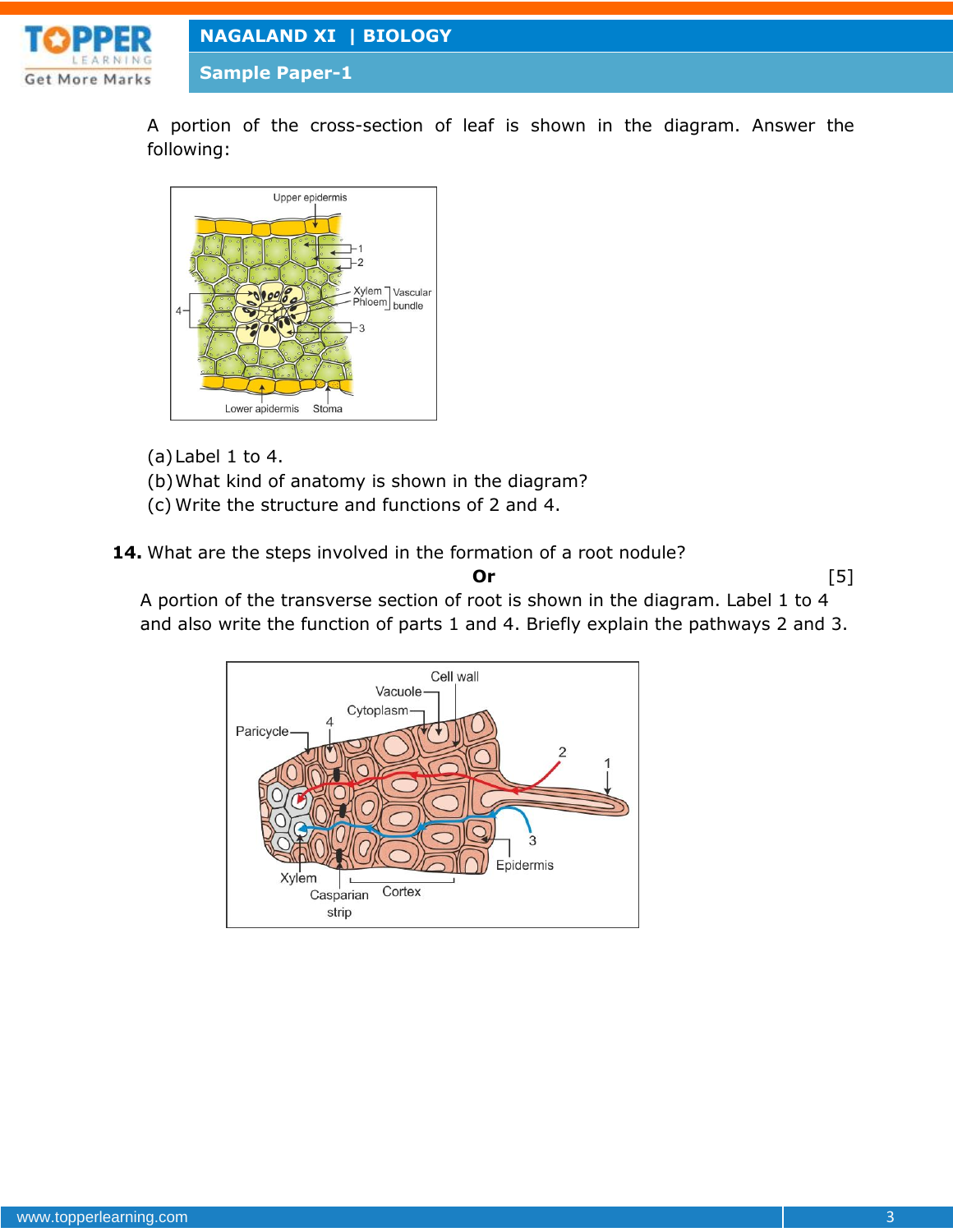A portion of the cross-section of leaf is shown in the diagram. Answer the following:

(a) Label 1 to 4.
(b) What kind of anatomy is shown in the diagram?
(c) Write the structure and functions of 2 and 4.

**14.** What are the steps involved in the formation of a root nodule?

**Or** [5]

A portion of the transverse section of root is shown in the diagram. Label 1 to 4 and also write the function of parts 1 and 4. Briefly explain the pathways 2 and 3.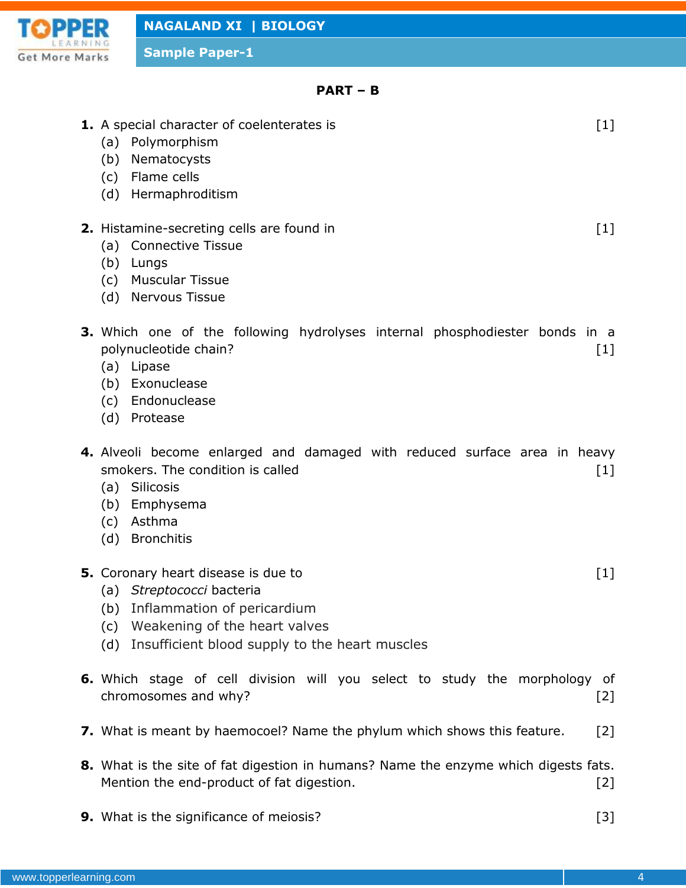## PART – B

**1.** A special character of coelenterates is [1]

(a) Polymorphism
(b) Nematocysts
(c) Flame cells
(d) Hermaphroditism

**2.** Histamine-secreting cells are found in [1]

(a) Connective Tissue
(b) Lungs
(c) Muscular Tissue
(d) Nervous Tissue

**3.** Which one of the following hydrolyses internal phosphodiester bonds in a polynucleotide chain? [1]

(a) Lipase
(b) Exonuclease
(c) Endonuclease
(d) Protease

**4.** Alveoli become enlarged and damaged with reduced surface area in heavy smokers. The condition is called [1]

(a) Silicosis
(b) Emphysema
(c) Asthma
(d) Bronchitis

**5.** Coronary heart disease is due to [1]

(a) *Streptococci* bacteria
(b) Inflammation of pericardium
(c) Weakening of the heart valves
(d) Insufficient blood supply to the heart muscles

**6.** Which stage of cell division will you select to study the morphology of chromosomes and why? [2]

**7.** What is meant by haemocoel? Name the phylum which shows this feature. [2]

**8.** What is the site of fat digestion in humans? Name the enzyme which digests fats. Mention the end-product of fat digestion. [2]

**9.** What is the significance of meiosis? [3]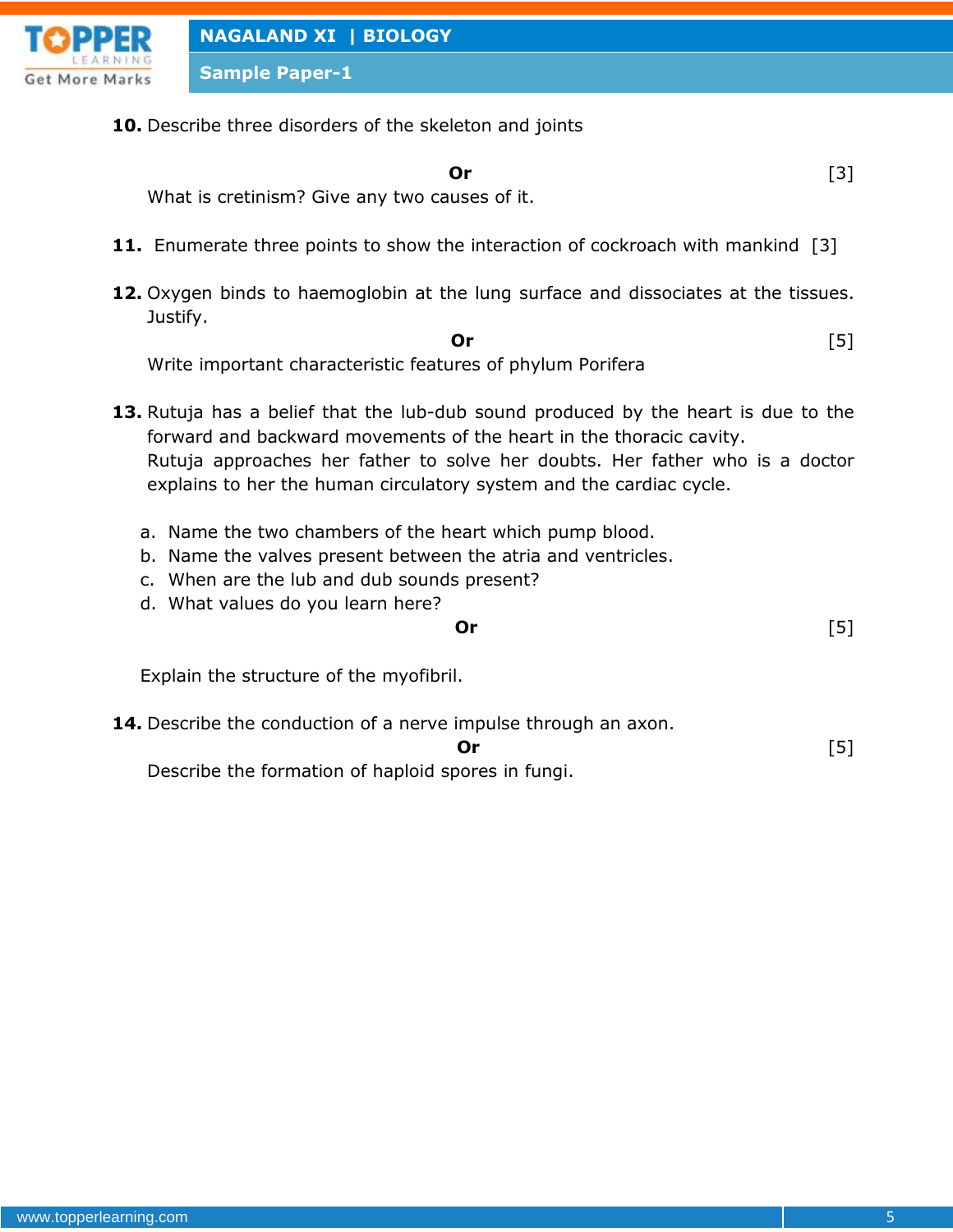**10.** Describe three disorders of the skeleton and joints

**Or** [3]

What is cretinism? Give any two causes of it.

**11.** Enumerate three points to show the interaction of cockroach with mankind [3]

**12.** Oxygen binds to haemoglobin at the lung surface and dissociates at the tissues. Justify.

**Or** [5]

Write important characteristic features of phylum Porifera

**13.** Rutuja has a belief that the lub-dub sound produced by the heart is due to the forward and backward movements of the heart in the thoracic cavity.
Rutuja approaches her father to solve her doubts. Her father who is a doctor explains to her the human circulatory system and the cardiac cycle.

a. Name the two chambers of the heart which pump blood.
b. Name the valves present between the atria and ventricles.
c. When are the lub and dub sounds present?
d. What values do you learn here?

**Or** [5]

Explain the structure of the myofibril.

**14.** Describe the conduction of a nerve impulse through an axon.

**Or** [5]

Describe the formation of haploid spores in fungi.